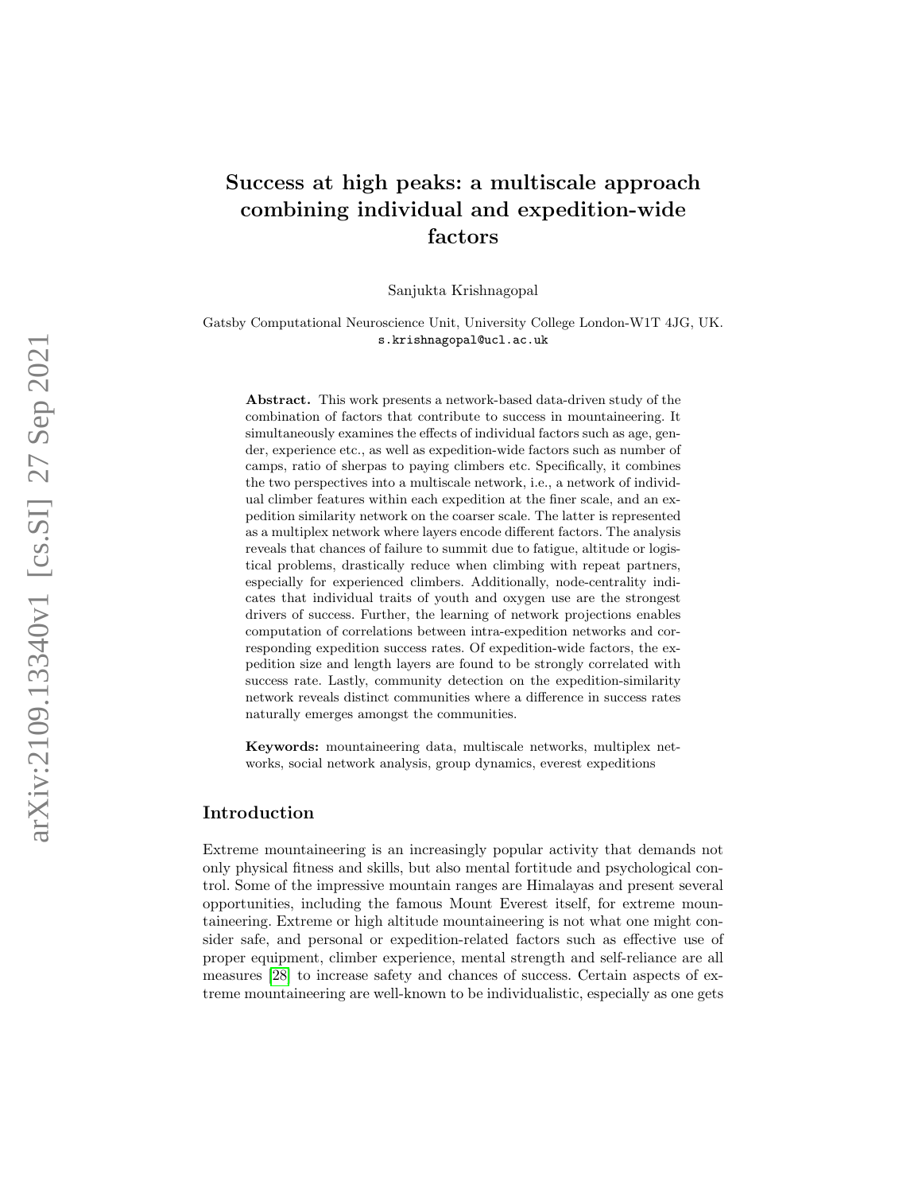# Success at high peaks: a multiscale approach combining individual and expedition-wide factors

Sanjukta Krishnagopal

Gatsby Computational Neuroscience Unit, University College London-W1T 4JG, UK.
s.krishnagopal@ucl.ac.uk

**Abstract.** This work presents a network-based data-driven study of the combination of factors that contribute to success in mountaineering. It simultaneously examines the effects of individual factors such as age, gender, experience etc., as well as expedition-wide factors such as number of camps, ratio of sherpas to paying climbers etc. Specifically, it combines the two perspectives into a multiscale network, i.e., a network of individual climber features within each expedition at the finer scale, and an expedition similarity network on the coarser scale. The latter is represented as a multiplex network where layers encode different factors. The analysis reveals that chances of failure to summit due to fatigue, altitude or logistical problems, drastically reduce when climbing with repeat partners, especially for experienced climbers. Additionally, node-centrality indicates that individual traits of youth and oxygen use are the strongest drivers of success. Further, the learning of network projections enables computation of correlations between intra-expedition networks and corresponding expedition success rates. Of expedition-wide factors, the expedition size and length layers are found to be strongly correlated with success rate. Lastly, community detection on the expedition-similarity network reveals distinct communities where a difference in success rates naturally emerges amongst the communities.

**Keywords:** mountaineering data, multiscale networks, multiplex networks, social network analysis, group dynamics, everest expeditions

## Introduction

Extreme mountaineering is an increasingly popular activity that demands not only physical fitness and skills, but also mental fortitude and psychological control. Some of the impressive mountain ranges are Himalayas and present several opportunities, including the famous Mount Everest itself, for extreme mountaineering. Extreme or high altitude mountaineering is not what one might consider safe, and personal or expedition-related factors such as effective use of proper equipment, climber experience, mental strength and self-reliance are all measures [28] to increase safety and chances of success. Certain aspects of extreme mountaineering are well-known to be individualistic, especially as one gets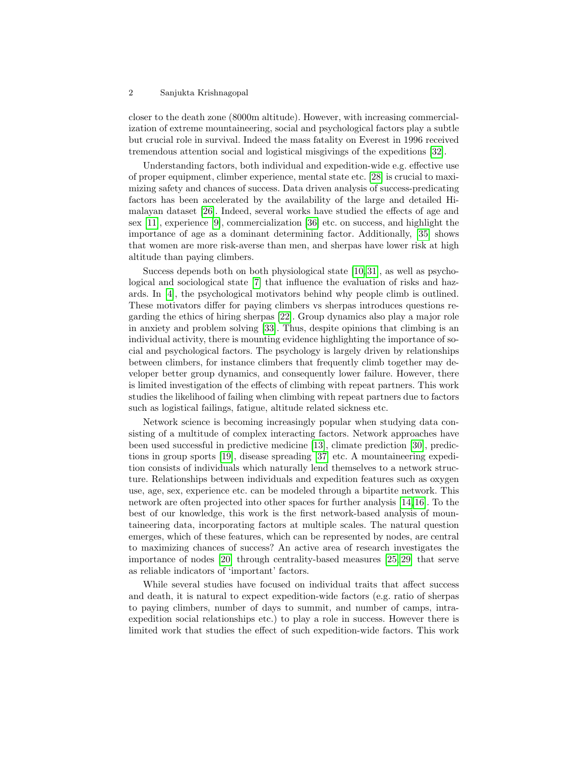closer to the death zone (8000m altitude). However, with increasing commercialization of extreme mountaineering, social and psychological factors play a subtle but crucial role in survival. Indeed the mass fatality on Everest in 1996 received tremendous attention social and logistical misgivings of the expeditions [32].

Understanding factors, both individual and expedition-wide e.g. effective use of proper equipment, climber experience, mental state etc. [28] is crucial to maximizing safety and chances of success. Data driven analysis of success-predicating factors has been accelerated by the availability of the large and detailed Himalayan dataset [26]. Indeed, several works have studied the effects of age and sex [11], experience [9], commercialization [36] etc. on success, and highlight the importance of age as a dominant determining factor. Additionally, [35] shows that women are more risk-averse than men, and sherpas have lower risk at high altitude than paying climbers.

Success depends both on both physiological state [10,31], as well as psychological and sociological state [7] that influence the evaluation of risks and hazards. In [4], the psychological motivators behind why people climb is outlined. These motivators differ for paying climbers vs sherpas introduces questions regarding the ethics of hiring sherpas [22]. Group dynamics also play a major role in anxiety and problem solving [33]. Thus, despite opinions that climbing is an individual activity, there is mounting evidence highlighting the importance of social and psychological factors. The psychology is largely driven by relationships between climbers, for instance climbers that frequently climb together may developer better group dynamics, and consequently lower failure. However, there is limited investigation of the effects of climbing with repeat partners. This work studies the likelihood of failing when climbing with repeat partners due to factors such as logistical failings, fatigue, altitude related sickness etc.

Network science is becoming increasingly popular when studying data consisting of a multitude of complex interacting factors. Network approaches have been used successful in predictive medicine [13], climate prediction [30], predictions in group sports [19], disease spreading [37] etc. A mountaineering expedition consists of individuals which naturally lend themselves to a network structure. Relationships between individuals and expedition features such as oxygen use, age, sex, experience etc. can be modeled through a bipartite network. This network are often projected into other spaces for further analysis [14,16]. To the best of our knowledge, this work is the first network-based analysis of mountaineering data, incorporating factors at multiple scales. The natural question emerges, which of these features, which can be represented by nodes, are central to maximizing chances of success? An active area of research investigates the importance of nodes [20] through centrality-based measures [25,29] that serve as reliable indicators of 'important' factors.

While several studies have focused on individual traits that affect success and death, it is natural to expect expedition-wide factors (e.g. ratio of sherpas to paying climbers, number of days to summit, and number of camps, intra-expedition social relationships etc.) to play a role in success. However there is limited work that studies the effect of such expedition-wide factors. This work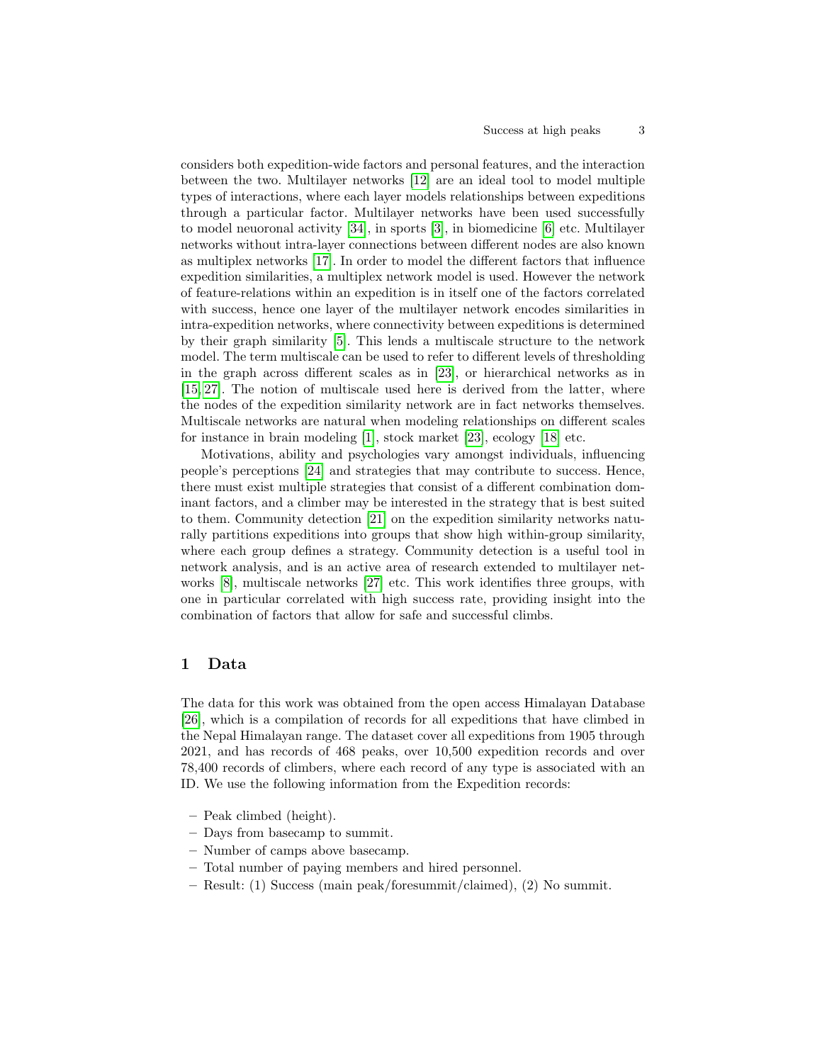considers both expedition-wide factors and personal features, and the interaction between the two. Multilayer networks [12] are an ideal tool to model multiple types of interactions, where each layer models relationships between expeditions through a particular factor. Multilayer networks have been used successfully to model neuoronal activity [34], in sports [3], in biomedicine [6] etc. Multilayer networks without intra-layer connections between different nodes are also known as multiplex networks [17]. In order to model the different factors that influence expedition similarities, a multiplex network model is used. However the network of feature-relations within an expedition is in itself one of the factors correlated with success, hence one layer of the multilayer network encodes similarities in intra-expedition networks, where connectivity between expeditions is determined by their graph similarity [5]. This lends a multiscale structure to the network model. The term multiscale can be used to refer to different levels of thresholding in the graph across different scales as in [23], or hierarchical networks as in [15,27]. The notion of multiscale used here is derived from the latter, where the nodes of the expedition similarity network are in fact networks themselves. Multiscale networks are natural when modeling relationships on different scales for instance in brain modeling [1], stock market [23], ecology [18] etc.

Motivations, ability and psychologies vary amongst individuals, influencing people's perceptions [24] and strategies that may contribute to success. Hence, there must exist multiple strategies that consist of a different combination dominant factors, and a climber may be interested in the strategy that is best suited to them. Community detection [21] on the expedition similarity networks naturally partitions expeditions into groups that show high within-group similarity, where each group defines a strategy. Community detection is a useful tool in network analysis, and is an active area of research extended to multilayer networks [8], multiscale networks [27] etc. This work identifies three groups, with one in particular correlated with high success rate, providing insight into the combination of factors that allow for safe and successful climbs.

## 1 Data

The data for this work was obtained from the open access Himalayan Database [26], which is a compilation of records for all expeditions that have climbed in the Nepal Himalayan range. The dataset cover all expeditions from 1905 through 2021, and has records of 468 peaks, over 10,500 expedition records and over 78,400 records of climbers, where each record of any type is associated with an ID. We use the following information from the Expedition records:

- Peak climbed (height).
- Days from basecamp to summit.
- Number of camps above basecamp.
- Total number of paying members and hired personnel.
- Result: (1) Success (main peak/foresummit/claimed), (2) No summit.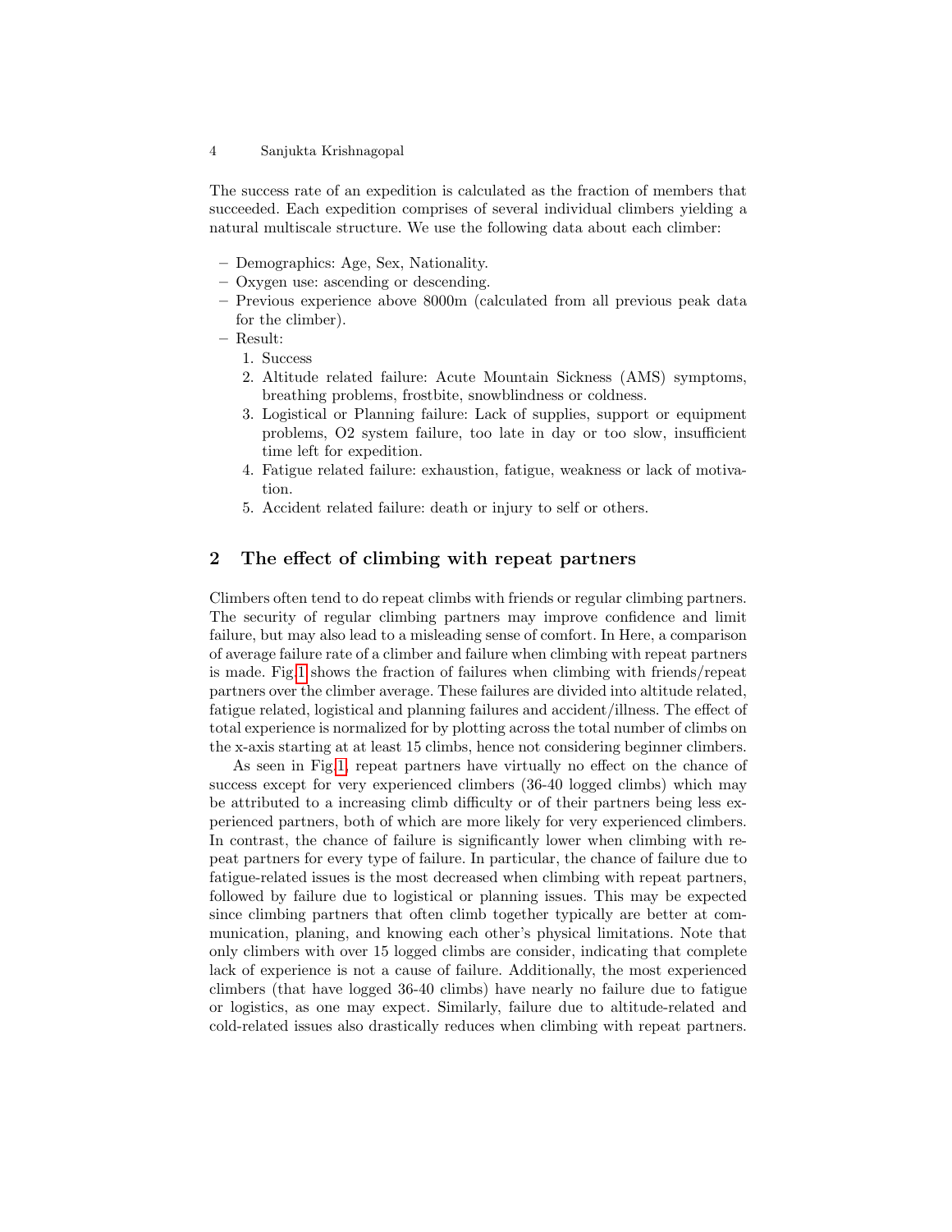The success rate of an expedition is calculated as the fraction of members that succeeded. Each expedition comprises of several individual climbers yielding a natural multiscale structure. We use the following data about each climber:

- Demographics: Age, Sex, Nationality.
- Oxygen use: ascending or descending.
- Previous experience above 8000m (calculated from all previous peak data for the climber).
- Result:
  1. Success
  2. Altitude related failure: Acute Mountain Sickness (AMS) symptoms, breathing problems, frostbite, snowblindness or coldness.
  3. Logistical or Planning failure: Lack of supplies, support or equipment problems, O2 system failure, too late in day or too slow, insufficient time left for expedition.
  4. Fatigue related failure: exhaustion, fatigue, weakness or lack of motivation.
  5. Accident related failure: death or injury to self or others.

## 2 The effect of climbing with repeat partners

Climbers often tend to do repeat climbs with friends or regular climbing partners. The security of regular climbing partners may improve confidence and limit failure, but may also lead to a misleading sense of comfort. In Here, a comparison of average failure rate of a climber and failure when climbing with repeat partners is made. Fig 1 shows the fraction of failures when climbing with friends/repeat partners over the climber average. These failures are divided into altitude related, fatigue related, logistical and planning failures and accident/illness. The effect of total experience is normalized for by plotting across the total number of climbs on the x-axis starting at at least 15 climbs, hence not considering beginner climbers.

As seen in Fig 1, repeat partners have virtually no effect on the chance of success except for very experienced climbers (36-40 logged climbs) which may be attributed to a increasing climb difficulty or of their partners being less experienced partners, both of which are more likely for very experienced climbers. In contrast, the chance of failure is significantly lower when climbing with repeat partners for every type of failure. In particular, the chance of failure due to fatigue-related issues is the most decreased when climbing with repeat partners, followed by failure due to logistical or planning issues. This may be expected since climbing partners that often climb together typically are better at communication, planing, and knowing each other's physical limitations. Note that only climbers with over 15 logged climbs are consider, indicating that complete lack of experience is not a cause of failure. Additionally, the most experienced climbers (that have logged 36-40 climbs) have nearly no failure due to fatigue or logistics, as one may expect. Similarly, failure due to altitude-related and cold-related issues also drastically reduces when climbing with repeat partners.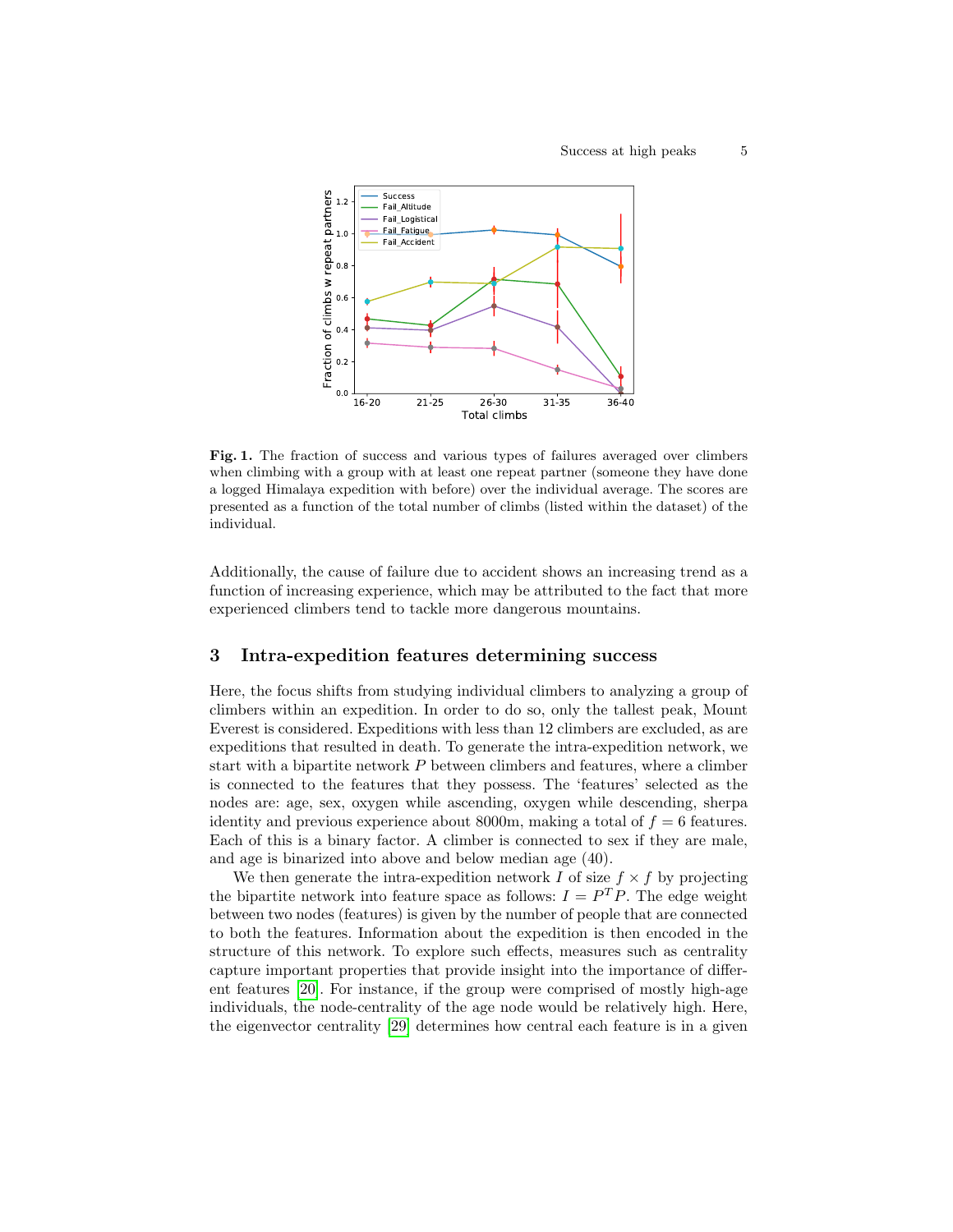**Fig. 1.** The fraction of success and various types of failures averaged over climbers when climbing with a group with at least one repeat partner (someone they have done a logged Himalaya expedition with before) over the individual average. The scores are presented as a function of the total number of climbs (listed within the dataset) of the individual.

Additionally, the cause of failure due to accident shows an increasing trend as a function of increasing experience, which may be attributed to the fact that more experienced climbers tend to tackle more dangerous mountains.

## 3 Intra-expedition features determining success

Here, the focus shifts from studying individual climbers to analyzing a group of climbers within an expedition. In order to do so, only the tallest peak, Mount Everest is considered. Expeditions with less than 12 climbers are excluded, as are expeditions that resulted in death. To generate the intra-expedition network, we start with a bipartite network $P$ between climbers and features, where a climber is connected to the features that they possess. The 'features' selected as the nodes are: age, sex, oxygen while ascending, oxygen while descending, sherpa identity and previous experience about 8000m, making a total of $f = 6$ features. Each of this is a binary factor. A climber is connected to sex if they are male, and age is binarized into above and below median age (40).

We then generate the intra-expedition network $I$ of size $f \times f$ by projecting the bipartite network into feature space as follows: $I = P^T P$. The edge weight between two nodes (features) is given by the number of people that are connected to both the features. Information about the expedition is then encoded in the structure of this network. To explore such effects, measures such as centrality capture important properties that provide insight into the importance of different features [20]. For instance, if the group were comprised of mostly high-age individuals, the node-centrality of the age node would be relatively high. Here, the eigenvector centrality [29] determines how central each feature is in a given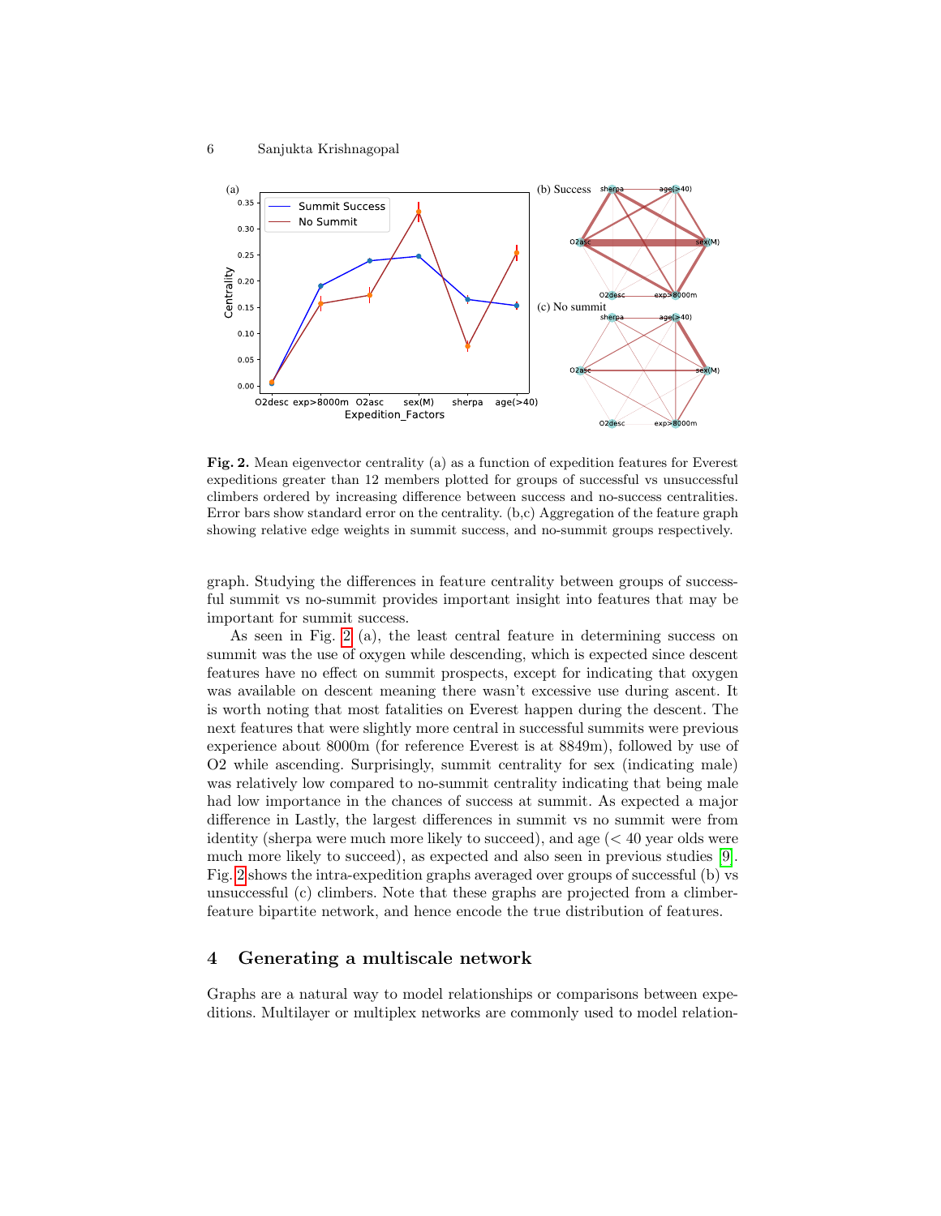**Fig. 2.** Mean eigenvector centrality (a) as a function of expedition features for Everest expeditions greater than 12 members plotted for groups of successful vs unsuccessful climbers ordered by increasing difference between success and no-success centralities. Error bars show standard error on the centrality. (b,c) Aggregation of the feature graph showing relative edge weights in summit success, and no-summit groups respectively.

graph. Studying the differences in feature centrality between groups of successful summit vs no-summit provides important insight into features that may be important for summit success.

As seen in Fig. 2 (a), the least central feature in determining success on summit was the use of oxygen while descending, which is expected since descent features have no effect on summit prospects, except for indicating that oxygen was available on descent meaning there wasn't excessive use during ascent. It is worth noting that most fatalities on Everest happen during the descent. The next features that were slightly more central in successful summits were previous experience about 8000m (for reference Everest is at 8849m), followed by use of O2 while ascending. Surprisingly, summit centrality for sex (indicating male) was relatively low compared to no-summit centrality indicating that being male had low importance in the chances of success at summit. As expected a major difference in Lastly, the largest differences in summit vs no summit were from identity (sherpa were much more likely to succeed), and age ($<40$ year olds were much more likely to succeed), as expected and also seen in previous studies [9]. Fig. 2 shows the intra-expedition graphs averaged over groups of successful (b) vs unsuccessful (c) climbers. Note that these graphs are projected from a climber-feature bipartite network, and hence encode the true distribution of features.

## 4 Generating a multiscale network

Graphs are a natural way to model relationships or comparisons between expeditions. Multilayer or multiplex networks are commonly used to model relation-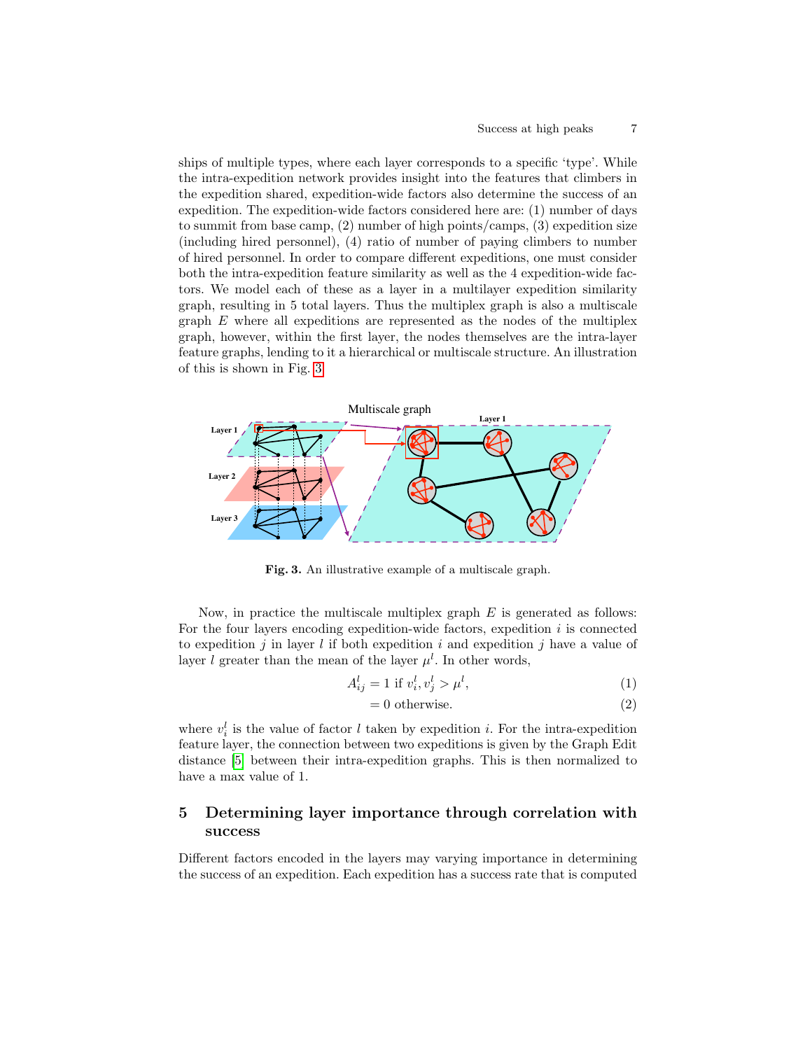ships of multiple types, where each layer corresponds to a specific 'type'. While the intra-expedition network provides insight into the features that climbers in the expedition shared, expedition-wide factors also determine the success of an expedition. The expedition-wide factors considered here are: (1) number of days to summit from base camp, (2) number of high points/camps, (3) expedition size (including hired personnel), (4) ratio of number of paying climbers to number of hired personnel. In order to compare different expeditions, one must consider both the intra-expedition feature similarity as well as the 4 expedition-wide factors. We model each of these as a layer in a multilayer expedition similarity graph, resulting in 5 total layers. Thus the multiplex graph is also a multiscale graph $E$ where all expeditions are represented as the nodes of the multiplex graph, however, within the first layer, the nodes themselves are the intra-layer feature graphs, lending to it a hierarchical or multiscale structure. An illustration of this is shown in Fig. 3

**Fig. 3.** An illustrative example of a multiscale graph.

Now, in practice the multiscale multiplex graph $E$ is generated as follows: For the four layers encoding expedition-wide factors, expedition $i$ is connected to expedition $j$ in layer $l$ if both expedition $i$ and expedition $j$ have a value of layer $l$ greater than the mean of the layer $\mu^l$. In other words,

$$A^l_{ij} = 1 \text{ if } v^l_i, v^l_j > \mu^l, \tag{1}$$

$$= 0 \text{ otherwise.} \tag{2}$$

where $v^l_i$ is the value of factor $l$ taken by expedition $i$. For the intra-expedition feature layer, the connection between two expeditions is given by the Graph Edit distance [5] between their intra-expedition graphs. This is then normalized to have a max value of 1.

## 5 Determining layer importance through correlation with success

Different factors encoded in the layers may varying importance in determining the success of an expedition. Each expedition has a success rate that is computed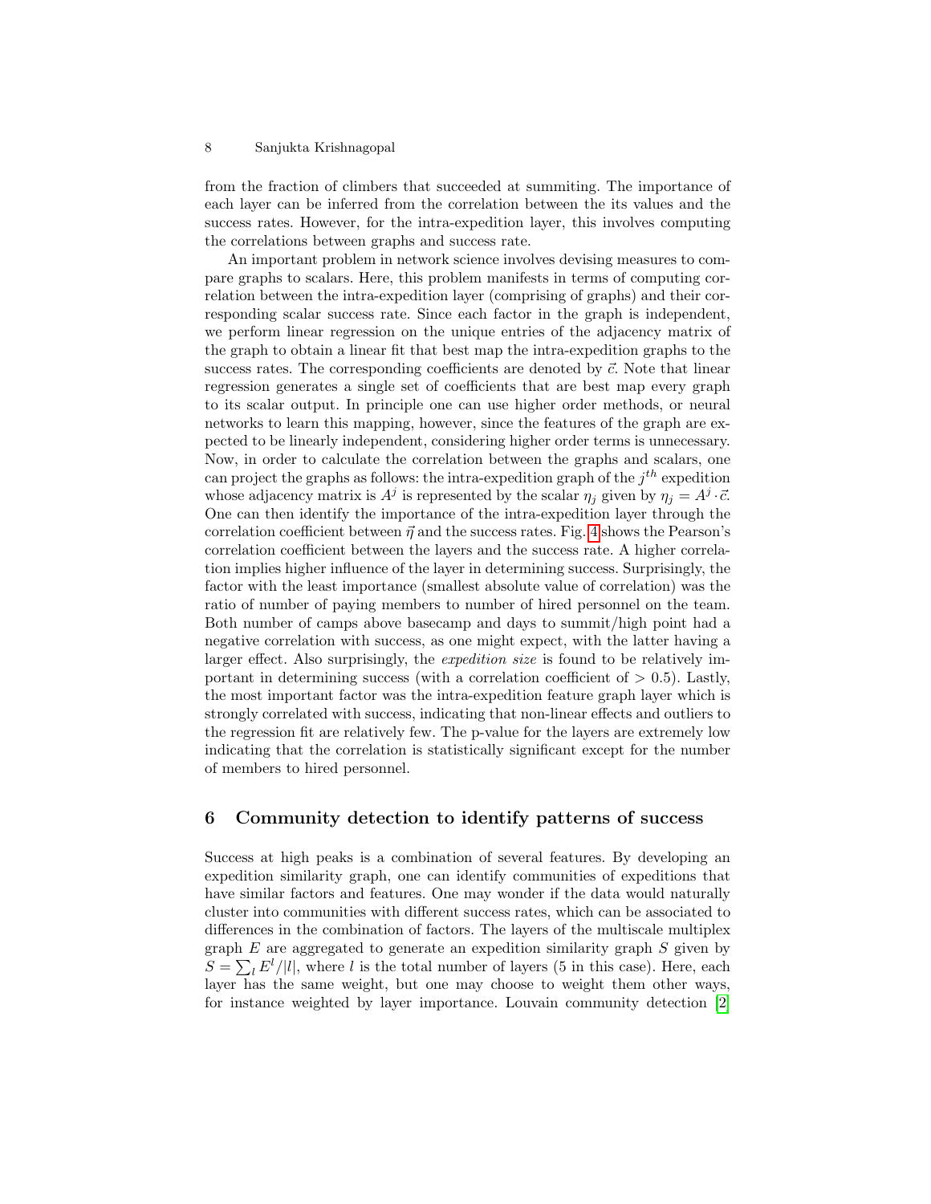from the fraction of climbers that succeeded at summiting. The importance of each layer can be inferred from the correlation between the its values and the success rates. However, for the intra-expedition layer, this involves computing the correlations between graphs and success rate.

An important problem in network science involves devising measures to compare graphs to scalars. Here, this problem manifests in terms of computing correlation between the intra-expedition layer (comprising of graphs) and their corresponding scalar success rate. Since each factor in the graph is independent, we perform linear regression on the unique entries of the adjacency matrix of the graph to obtain a linear fit that best map the intra-expedition graphs to the success rates. The corresponding coefficients are denoted by $\vec{c}$. Note that linear regression generates a single set of coefficients that are best map every graph to its scalar output. In principle one can use higher order methods, or neural networks to learn this mapping, however, since the features of the graph are expected to be linearly independent, considering higher order terms is unnecessary. Now, in order to calculate the correlation between the graphs and scalars, one can project the graphs as follows: the intra-expedition graph of the $j^{th}$ expedition whose adjacency matrix is $A^j$ is represented by the scalar $\eta_j$ given by $\eta_j = A^j \cdot \vec{c}$. One can then identify the importance of the intra-expedition layer through the correlation coefficient between $\vec{\eta}$ and the success rates. Fig. 4 shows the Pearson's correlation coefficient between the layers and the success rate. A higher correlation implies higher influence of the layer in determining success. Surprisingly, the factor with the least importance (smallest absolute value of correlation) was the ratio of number of paying members to number of hired personnel on the team. Both number of camps above basecamp and days to summit/high point had a negative correlation with success, as one might expect, with the latter having a larger effect. Also surprisingly, the *expedition size* is found to be relatively important in determining success (with a correlation coefficient of $> 0.5$). Lastly, the most important factor was the intra-expedition feature graph layer which is strongly correlated with success, indicating that non-linear effects and outliers to the regression fit are relatively few. The p-value for the layers are extremely low indicating that the correlation is statistically significant except for the number of members to hired personnel.

## 6 Community detection to identify patterns of success

Success at high peaks is a combination of several features. By developing an expedition similarity graph, one can identify communities of expeditions that have similar factors and features. One may wonder if the data would naturally cluster into communities with different success rates, which can be associated to differences in the combination of factors. The layers of the multiscale multiplex graph $E$ are aggregated to generate an expedition similarity graph $S$ given by $S = \sum_l E^l/|l|$, where $l$ is the total number of layers (5 in this case). Here, each layer has the same weight, but one may choose to weight them other ways, for instance weighted by layer importance. Louvain community detection [2]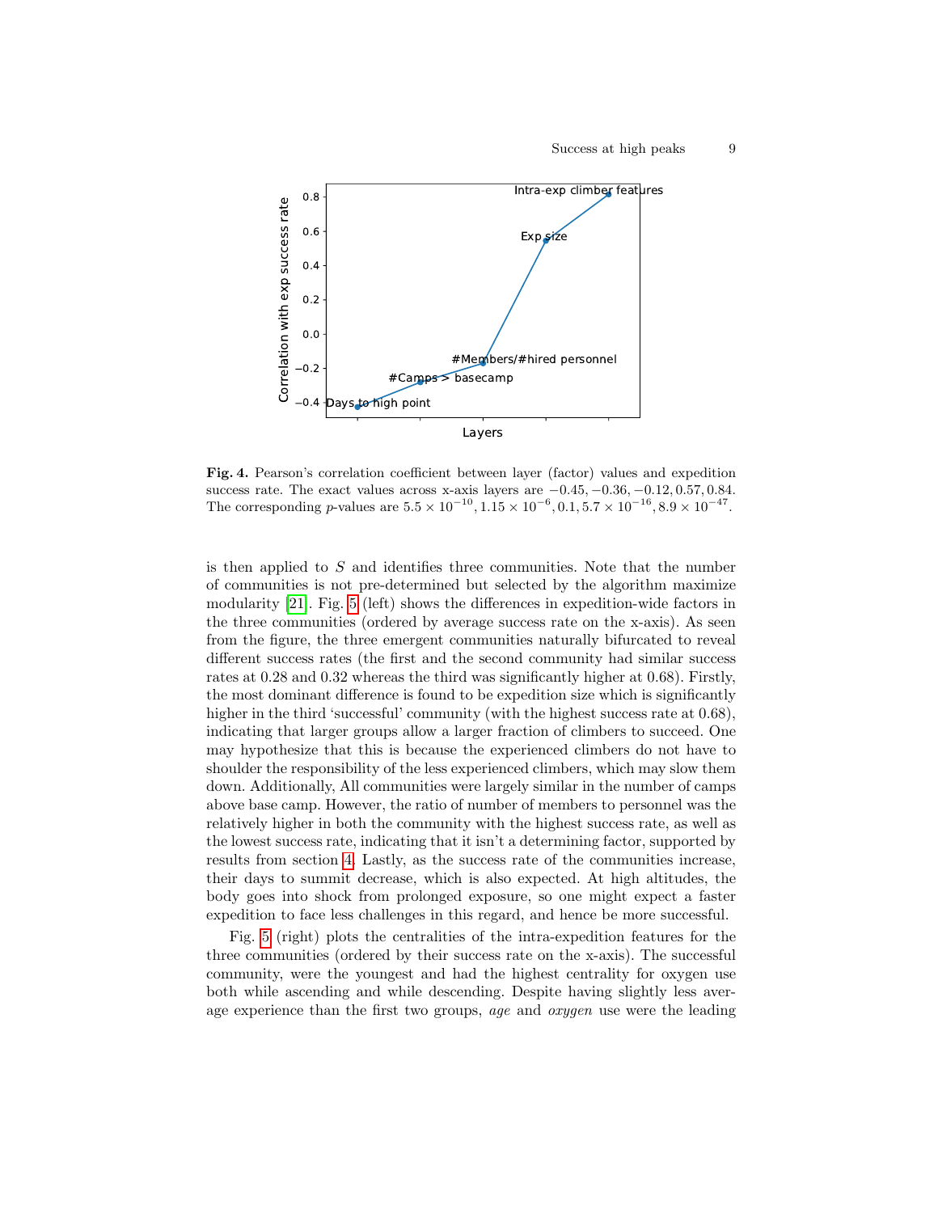**Fig. 4.** Pearson's correlation coefficient between layer (factor) values and expedition success rate. The exact values across x-axis layers are $-0.45, -0.36, -0.12, 0.57, 0.84$. The corresponding $p$-values are $5.5 \times 10^{-10}, 1.15 \times 10^{-6}, 0.1, 5.7 \times 10^{-16}, 8.9 \times 10^{-47}$.

is then applied to $S$ and identifies three communities. Note that the number of communities is not pre-determined but selected by the algorithm maximize modularity [21]. Fig. 5 (left) shows the differences in expedition-wide factors in the three communities (ordered by average success rate on the x-axis). As seen from the figure, the three emergent communities naturally bifurcated to reveal different success rates (the first and the second community had similar success rates at 0.28 and 0.32 whereas the third was significantly higher at 0.68). Firstly, the most dominant difference is found to be expedition size which is significantly higher in the third 'successful' community (with the highest success rate at 0.68), indicating that larger groups allow a larger fraction of climbers to succeed. One may hypothesize that this is because the experienced climbers do not have to shoulder the responsibility of the less experienced climbers, which may slow them down. Additionally, All communities were largely similar in the number of camps above base camp. However, the ratio of number of members to personnel was the relatively higher in both the community with the highest success rate, as well as the lowest success rate, indicating that it isn't a determining factor, supported by results from section 4. Lastly, as the success rate of the communities increase, their days to summit decrease, which is also expected. At high altitudes, the body goes into shock from prolonged exposure, so one might expect a faster expedition to face less challenges in this regard, and hence be more successful.

Fig. 5 (right) plots the centralities of the intra-expedition features for the three communities (ordered by their success rate on the x-axis). The successful community, were the youngest and had the highest centrality for oxygen use both while ascending and while descending. Despite having slightly less average experience than the first two groups, *age* and *oxygen* use were the leading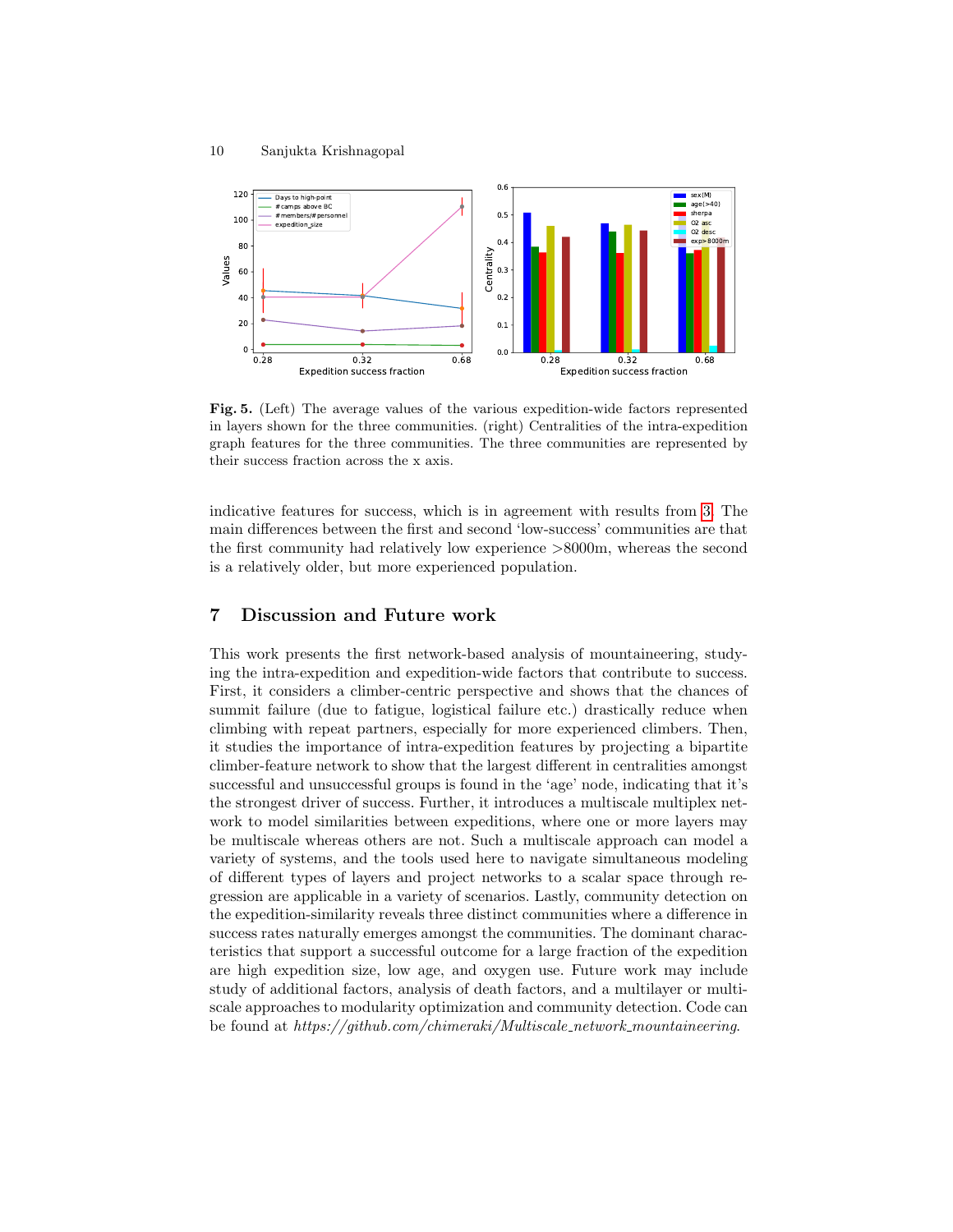**Fig. 5.** (Left) The average values of the various expedition-wide factors represented in layers shown for the three communities. (right) Centralities of the intra-expedition graph features for the three communities. The three communities are represented by their success fraction across the x axis.

indicative features for success, which is in agreement with results from [3]. The main differences between the first and second 'low-success' communities are that the first community had relatively low experience >8000m, whereas the second is a relatively older, but more experienced population.

## 7 Discussion and Future work

This work presents the first network-based analysis of mountaineering, studying the intra-expedition and expedition-wide factors that contribute to success. First, it considers a climber-centric perspective and shows that the chances of summit failure (due to fatigue, logistical failure etc.) drastically reduce when climbing with repeat partners, especially for more experienced climbers. Then, it studies the importance of intra-expedition features by projecting a bipartite climber-feature network to show that the largest different in centralities amongst successful and unsuccessful groups is found in the 'age' node, indicating that it's the strongest driver of success. Further, it introduces a multiscale multiplex network to model similarities between expeditions, where one or more layers may be multiscale whereas others are not. Such a multiscale approach can model a variety of systems, and the tools used here to navigate simultaneous modeling of different types of layers and project networks to a scalar space through regression are applicable in a variety of scenarios. Lastly, community detection on the expedition-similarity reveals three distinct communities where a difference in success rates naturally emerges amongst the communities. The dominant characteristics that support a successful outcome for a large fraction of the expedition are high expedition size, low age, and oxygen use. Future work may include study of additional factors, analysis of death factors, and a multilayer or multiscale approaches to modularity optimization and community detection. Code can be found at *https://github.com/chimeraki/Multiscale_network_mountaineering*.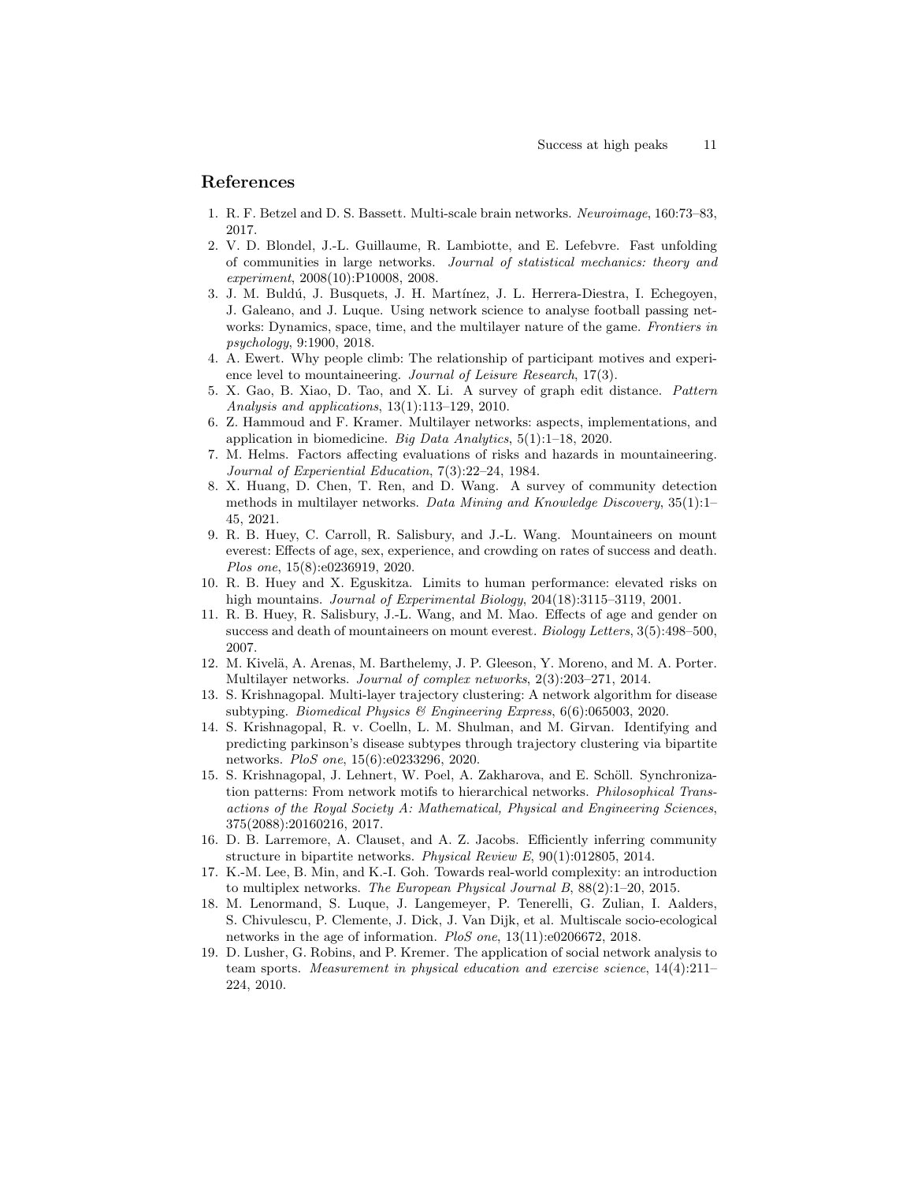## References

1. R. F. Betzel and D. S. Bassett. Multi-scale brain networks. *Neuroimage*, 160:73–83, 2017.
2. V. D. Blondel, J.-L. Guillaume, R. Lambiotte, and E. Lefebvre. Fast unfolding of communities in large networks. *Journal of statistical mechanics: theory and experiment*, 2008(10):P10008, 2008.
3. J. M. Buldú, J. Busquets, J. H. Martínez, J. L. Herrera-Diestra, I. Echegoyen, J. Galeano, and J. Luque. Using network science to analyse football passing networks: Dynamics, space, time, and the multilayer nature of the game. *Frontiers in psychology*, 9:1900, 2018.
4. A. Ewert. Why people climb: The relationship of participant motives and experience level to mountaineering. *Journal of Leisure Research*, 17(3).
5. X. Gao, B. Xiao, D. Tao, and X. Li. A survey of graph edit distance. *Pattern Analysis and applications*, 13(1):113–129, 2010.
6. Z. Hammoud and F. Kramer. Multilayer networks: aspects, implementations, and application in biomedicine. *Big Data Analytics*, 5(1):1–18, 2020.
7. M. Helms. Factors affecting evaluations of risks and hazards in mountaineering. *Journal of Experiential Education*, 7(3):22–24, 1984.
8. X. Huang, D. Chen, T. Ren, and D. Wang. A survey of community detection methods in multilayer networks. *Data Mining and Knowledge Discovery*, 35(1):1–45, 2021.
9. R. B. Huey, C. Carroll, R. Salisbury, and J.-L. Wang. Mountaineers on mount everest: Effects of age, sex, experience, and crowding on rates of success and death. *Plos one*, 15(8):e0236919, 2020.
10. R. B. Huey and X. Eguskitza. Limits to human performance: elevated risks on high mountains. *Journal of Experimental Biology*, 204(18):3115–3119, 2001.
11. R. B. Huey, R. Salisbury, J.-L. Wang, and M. Mao. Effects of age and gender on success and death of mountaineers on mount everest. *Biology Letters*, 3(5):498–500, 2007.
12. M. Kivelä, A. Arenas, M. Barthelemy, J. P. Gleeson, Y. Moreno, and M. A. Porter. Multilayer networks. *Journal of complex networks*, 2(3):203–271, 2014.
13. S. Krishnagopal. Multi-layer trajectory clustering: A network algorithm for disease subtyping. *Biomedical Physics & Engineering Express*, 6(6):065003, 2020.
14. S. Krishnagopal, R. v. Coelln, L. M. Shulman, and M. Girvan. Identifying and predicting parkinson's disease subtypes through trajectory clustering via bipartite networks. *PloS one*, 15(6):e0233296, 2020.
15. S. Krishnagopal, J. Lehnert, W. Poel, A. Zakharova, and E. Schöll. Synchronization patterns: From network motifs to hierarchical networks. *Philosophical Transactions of the Royal Society A: Mathematical, Physical and Engineering Sciences*, 375(2088):20160216, 2017.
16. D. B. Larremore, A. Clauset, and A. Z. Jacobs. Efficiently inferring community structure in bipartite networks. *Physical Review E*, 90(1):012805, 2014.
17. K.-M. Lee, B. Min, and K.-I. Goh. Towards real-world complexity: an introduction to multiplex networks. *The European Physical Journal B*, 88(2):1–20, 2015.
18. M. Lenormand, S. Luque, J. Langemeyer, P. Tenerelli, G. Zulian, I. Aalders, S. Chivulescu, P. Clemente, J. Dick, J. Van Dijk, et al. Multiscale socio-ecological networks in the age of information. *PloS one*, 13(11):e0206672, 2018.
19. D. Lusher, G. Robins, and P. Kremer. The application of social network analysis to team sports. *Measurement in physical education and exercise science*, 14(4):211–224, 2010.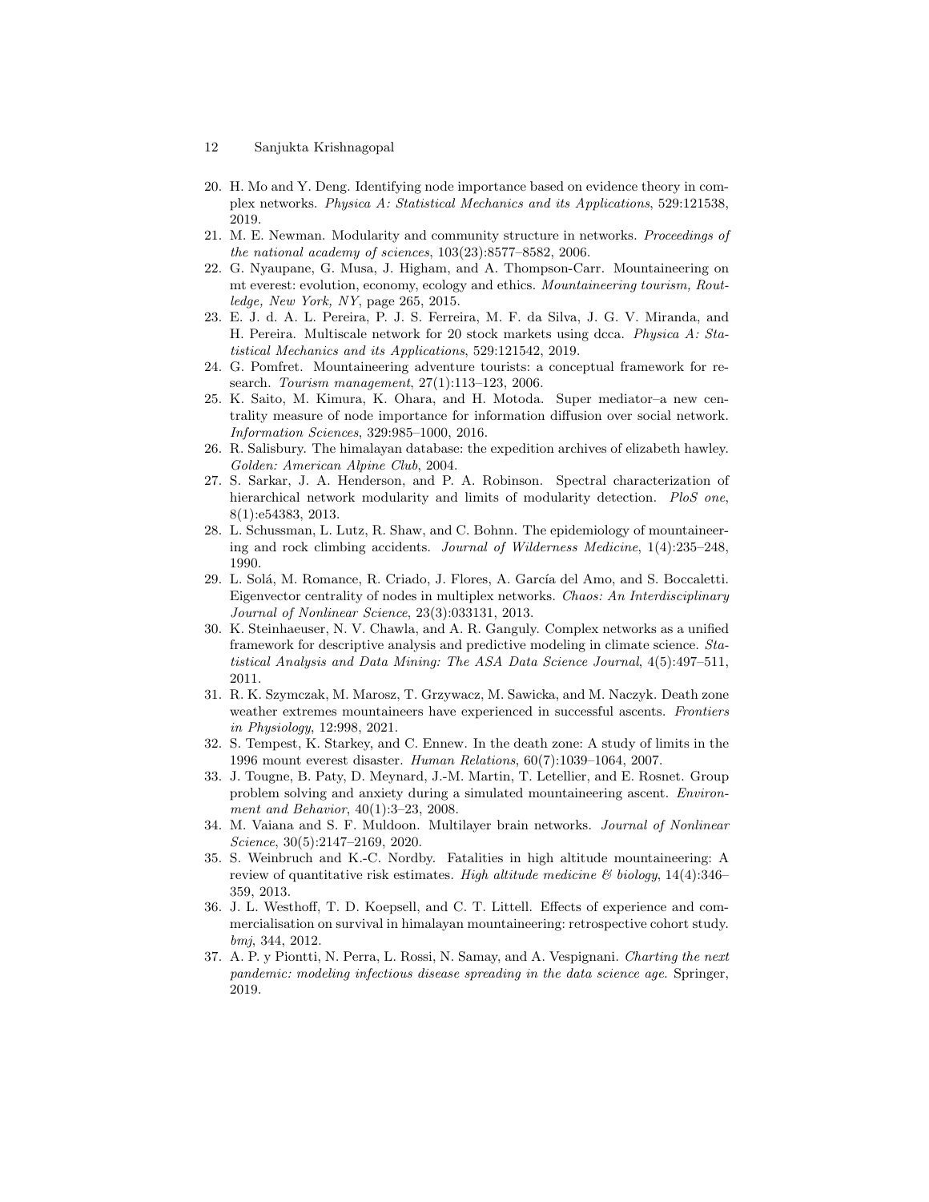20. H. Mo and Y. Deng. Identifying node importance based on evidence theory in complex networks. *Physica A: Statistical Mechanics and its Applications*, 529:121538, 2019.
21. M. E. Newman. Modularity and community structure in networks. *Proceedings of the national academy of sciences*, 103(23):8577–8582, 2006.
22. G. Nyaupane, G. Musa, J. Higham, and A. Thompson-Carr. Mountaineering on mt everest: evolution, economy, ecology and ethics. *Mountaineering tourism, Routledge, New York, NY*, page 265, 2015.
23. E. J. d. A. L. Pereira, P. J. S. Ferreira, M. F. da Silva, J. G. V. Miranda, and H. Pereira. Multiscale network for 20 stock markets using dcca. *Physica A: Statistical Mechanics and its Applications*, 529:121542, 2019.
24. G. Pomfret. Mountaineering adventure tourists: a conceptual framework for research. *Tourism management*, 27(1):113–123, 2006.
25. K. Saito, M. Kimura, K. Ohara, and H. Motoda. Super mediator–a new centrality measure of node importance for information diffusion over social network. *Information Sciences*, 329:985–1000, 2016.
26. R. Salisbury. The himalayan database: the expedition archives of elizabeth hawley. *Golden: American Alpine Club*, 2004.
27. S. Sarkar, J. A. Henderson, and P. A. Robinson. Spectral characterization of hierarchical network modularity and limits of modularity detection. *PloS one*, 8(1):e54383, 2013.
28. L. Schussman, L. Lutz, R. Shaw, and C. Bohnn. The epidemiology of mountaineering and rock climbing accidents. *Journal of Wilderness Medicine*, 1(4):235–248, 1990.
29. L. Solá, M. Romance, R. Criado, J. Flores, A. García del Amo, and S. Boccaletti. Eigenvector centrality of nodes in multiplex networks. *Chaos: An Interdisciplinary Journal of Nonlinear Science*, 23(3):033131, 2013.
30. K. Steinhaeuser, N. V. Chawla, and A. R. Ganguly. Complex networks as a unified framework for descriptive analysis and predictive modeling in climate science. *Statistical Analysis and Data Mining: The ASA Data Science Journal*, 4(5):497–511, 2011.
31. R. K. Szymczak, M. Marosz, T. Grzywacz, M. Sawicka, and M. Naczyk. Death zone weather extremes mountaineers have experienced in successful ascents. *Frontiers in Physiology*, 12:998, 2021.
32. S. Tempest, K. Starkey, and C. Ennew. In the death zone: A study of limits in the 1996 mount everest disaster. *Human Relations*, 60(7):1039–1064, 2007.
33. J. Tougne, B. Paty, D. Meynard, J.-M. Martin, T. Letellier, and E. Rosnet. Group problem solving and anxiety during a simulated mountaineering ascent. *Environment and Behavior*, 40(1):3–23, 2008.
34. M. Vaiana and S. F. Muldoon. Multilayer brain networks. *Journal of Nonlinear Science*, 30(5):2147–2169, 2020.
35. S. Weinbruch and K.-C. Nordby. Fatalities in high altitude mountaineering: A review of quantitative risk estimates. *High altitude medicine & biology*, 14(4):346–359, 2013.
36. J. L. Westhoff, T. D. Koepsell, and C. T. Littell. Effects of experience and commercialisation on survival in himalayan mountaineering: retrospective cohort study. *bmj*, 344, 2012.
37. A. P. y Piontti, N. Perra, L. Rossi, N. Samay, and A. Vespignani. *Charting the next pandemic: modeling infectious disease spreading in the data science age*. Springer, 2019.